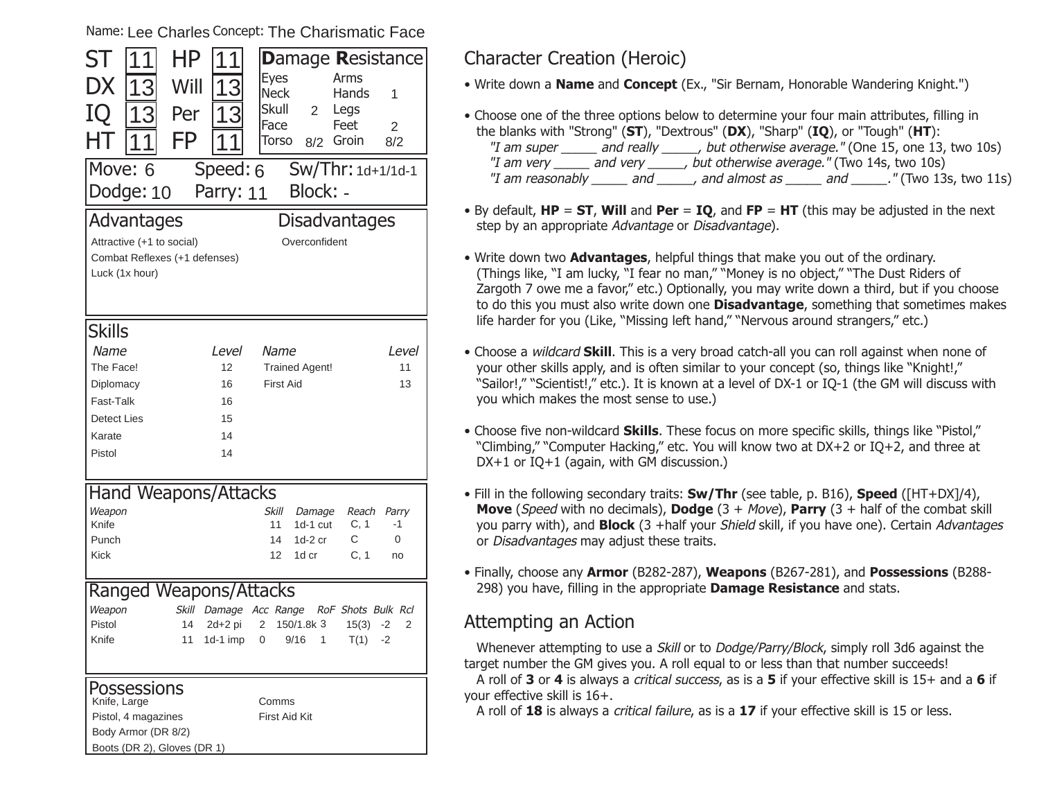Name: Lee Charles Concept: The Charismatic Face

| | | | |
|---|---|---|---|
| ST | 11 | HP | 11 |
| DX | 13 | Will | 13 |
| IQ | 13 | Per | 13 |
| HT | 11 | FP | 11 |

**D**amage **R**esistance

| Location | DR | Location | DR |
|---|---|---|---|
| Eyes | | Arms | |
| Neck | | Hands | 1 |
| Skull | 2 | Legs | |
| Face | | Feet | 2 |
| Torso | 8/2 | Groin | 8/2 |

Move: 6 Speed: 6 Sw/Thr: 1d+1/1d-1
Dodge: 10 Parry: 11 Block: -

## Advantages

Attractive (+1 to social)
Combat Reflexes (+1 defenses)
Luck (1x hour)

## Disadvantages

Overconfident

## Skills

| Name | Level | Name | Level |
|---|---|---|---|
| The Face! | 12 | Trained Agent! | 11 |
| Diplomacy | 16 | First Aid | 13 |
| Fast-Talk | 16 | | |
| Detect Lies | 15 | | |
| Karate | 14 | | |
| Pistol | 14 | | |

## Hand Weapons/Attacks

| *Weapon* | *Skill* | *Damage* | *Reach* | *Parry* |
|---|---|---|---|---|
| Knife | 11 | 1d-1 cut | C, 1 | -1 |
| Punch | 14 | 1d-2 cr | C | 0 |
| Kick | 12 | 1d cr | C, 1 | no |

## Ranged Weapons/Attacks

| *Weapon* | *Skill* | *Damage* | *Acc* | *Range* | *RoF* | *Shots* | *Bulk* | *Rcl* |
|---|---|---|---|---|---|---|---|---|
| Pistol | 14 | 2d+2 pi | 2 | 150/1.8k | 3 | 15(3) | -2 | 2 |
| Knife | 11 | 1d-1 imp | 0 | 9/16 | 1 | T(1) | -2 | |

## Possessions

Knife, Large
Pistol, 4 magazines
Body Armor (DR 8/2)
Boots (DR 2), Gloves (DR 1)
Comms
First Aid Kit

# Character Creation (Heroic)

- Write down a **Name** and **Concept** (Ex., "Sir Bernam, Honorable Wandering Knight.")
- Choose one of the three options below to determine your four main attributes, filling in the blanks with "Strong" (**ST**), "Dextrous" (**DX**), "Sharp" (**IQ**), or "Tough" (**HT**):
  *"I am super _____ and really _____, but otherwise average."* (One 15, one 13, two 10s)
  *"I am very _____ and very _____, but otherwise average."* (Two 14s, two 10s)
  *"I am reasonably _____ and _____, and almost as _____ and _____."* (Two 13s, two 11s)
- By default, **HP** = **ST**, **Will** and **Per** = **IQ**, and **FP** = **HT** (this may be adjusted in the next step by an appropriate *Advantage* or *Disadvantage*).
- Write down two **Advantages**, helpful things that make you out of the ordinary. (Things like, "I am lucky, "I fear no man," "Money is no object," "The Dust Riders of Zargoth 7 owe me a favor," etc.) Optionally, you may write down a third, but if you choose to do this you must also write down one **Disadvantage**, something that sometimes makes life harder for you (Like, "Missing left hand," "Nervous around strangers," etc.)
- Choose a *wildcard* **Skill**. This is a very broad catch-all you can roll against when none of your other skills apply, and is often similar to your concept (so, things like "Knight!," "Sailor!," "Scientist!," etc.). It is known at a level of DX-1 or IQ-1 (the GM will discuss with you which makes the most sense to use.)
- Choose five non-wildcard **Skills**. These focus on more specific skills, things like "Pistol," "Climbing," "Computer Hacking," etc. You will know two at DX+2 or IQ+2, and three at DX+1 or IQ+1 (again, with GM discussion.)
- Fill in the following secondary traits: **Sw/Thr** (see table, p. B16), **Speed** ([HT+DX]/4), **Move** (*Speed* with no decimals), **Dodge** (3 + *Move*), **Parry** (3 + half of the combat skill you parry with), and **Block** (3 +half your *Shield* skill, if you have one). Certain *Advantages* or *Disadvantages* may adjust these traits.
- Finally, choose any **Armor** (B282-287), **Weapons** (B267-281), and **Possessions** (B288-298) you have, filling in the appropriate **Damage Resistance** and stats.

# Attempting an Action

Whenever attempting to use a *Skill* or to *Dodge/Parry/Block*, simply roll 3d6 against the target number the GM gives you. A roll equal to or less than that number succeeds!

A roll of **3** or **4** is always a *critical success*, as is a **5** if your effective skill is 15+ and a **6** if your effective skill is 16+.

A roll of **18** is always a *critical failure*, as is a **17** if your effective skill is 15 or less.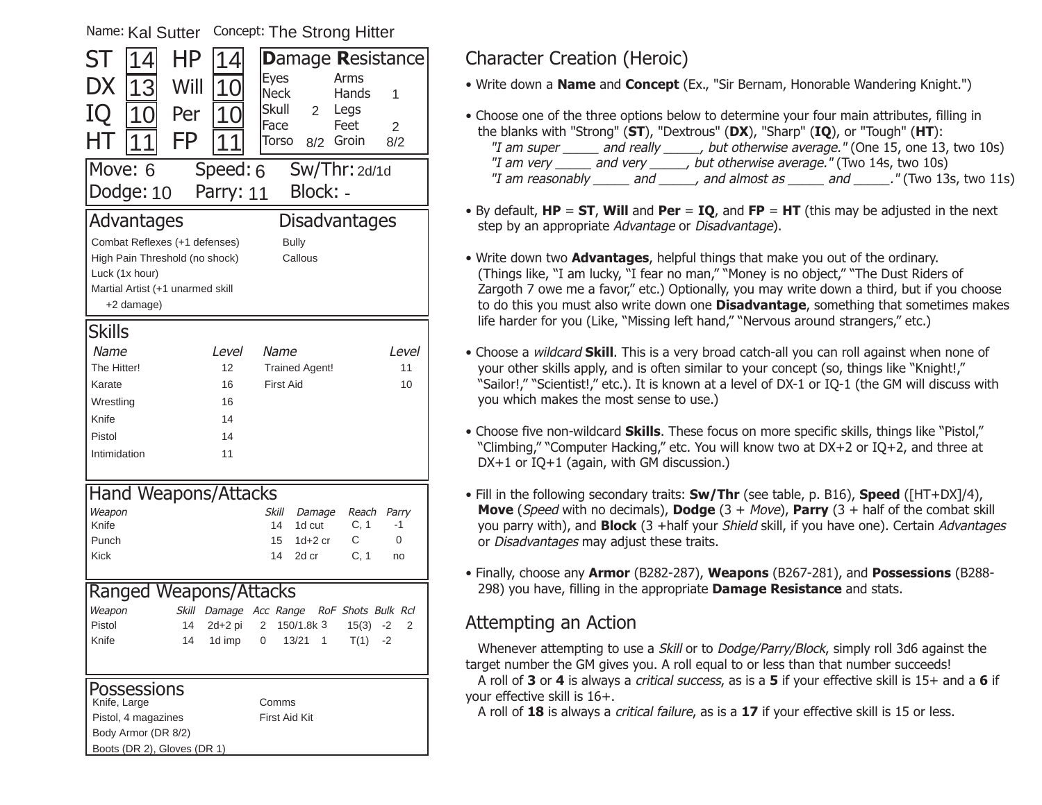Name: Kal Sutter    Concept: The Strong Hitter

| ST | 14 | HP | 14 |
|---|---|---|---|
| DX | 13 | Will | 10 |
| IQ | 10 | Per | 10 |
| HT | 11 | FP | 11 |

**D**amage **R**esistance

| Location | DR | Location | DR |
|---|---|---|---|
| Eyes | | Arms | |
| Neck | | Hands | 1 |
| Skull | 2 | Legs | |
| Face | | Feet | 2 |
| Torso | 8/2 | Groin | 8/2 |

Move: 6    Speed: 6    Sw/Thr: 2d/1d
Dodge: 10    Parry: 11    Block: -

## Advantages

- Combat Reflexes (+1 defenses)
- High Pain Threshold (no shock)
- Luck (1x hour)
- Martial Artist (+1 unarmed skill +2 damage)

## Disadvantages

- Bully
- Callous

## Skills

| Name | Level | Name | Level |
|---|---|---|---|
| The Hitter! | 12 | Trained Agent! | 11 |
| Karate | 16 | First Aid | 10 |
| Wrestling | 16 | | |
| Knife | 14 | | |
| Pistol | 14 | | |
| Intimidation | 11 | | |

## Hand Weapons/Attacks

| Weapon | Skill | Damage | Reach | Parry |
|---|---|---|---|---|
| Knife | 14 | 1d cut | C, 1 | -1 |
| Punch | 15 | 1d+2 cr | C | 0 |
| Kick | 14 | 2d cr | C, 1 | no |

## Ranged Weapons/Attacks

| Weapon | Skill | Damage | Acc | Range | RoF | Shots | Bulk | Rcl |
|---|---|---|---|---|---|---|---|---|
| Pistol | 14 | 2d+2 pi | 2 | 150/1.8k | 3 | 15(3) | -2 | 2 |
| Knife | 14 | 1d imp | 0 | 13/21 | 1 | T(1) | -2 | |

## Possessions

- Knife, Large
- Pistol, 4 magazines
- Body Armor (DR 8/2)
- Boots (DR 2), Gloves (DR 1)
- Comms
- First Aid Kit

## Character Creation (Heroic)

- Write down a **Name** and **Concept** (Ex., "Sir Bernam, Honorable Wandering Knight.")
- Choose one of the three options below to determine your four main attributes, filling in the blanks with "Strong" (**ST**), "Dextrous" (**DX**), "Sharp" (**IQ**), or "Tough" (**HT**):
  *"I am super _____ and really _____, but otherwise average."* (One 15, one 13, two 10s)
  *"I am very _____ and very _____, but otherwise average."* (Two 14s, two 10s)
  *"I am reasonably _____ and _____, and almost as _____ and _____."* (Two 13s, two 11s)
- By default, **HP** = **ST**, **Will** and **Per** = **IQ**, and **FP** = **HT** (this may be adjusted in the next step by an appropriate *Advantage* or *Disadvantage*).
- Write down two **Advantages**, helpful things that make you out of the ordinary. (Things like, "I am lucky, "I fear no man," "Money is no object," "The Dust Riders of Zargoth 7 owe me a favor," etc.) Optionally, you may write down a third, but if you choose to do this you must also write down one **Disadvantage**, something that sometimes makes life harder for you (Like, "Missing left hand," "Nervous around strangers," etc.)
- Choose a *wildcard* **Skill**. This is a very broad catch-all you can roll against when none of your other skills apply, and is often similar to your concept (so, things like "Knight!," "Sailor!," "Scientist!," etc.). It is known at a level of DX-1 or IQ-1 (the GM will discuss with you which makes the most sense to use.)
- Choose five non-wildcard **Skills**. These focus on more specific skills, things like "Pistol," "Climbing," "Computer Hacking," etc. You will know two at DX+2 or IQ+2, and three at DX+1 or IQ+1 (again, with GM discussion.)
- Fill in the following secondary traits: **Sw/Thr** (see table, p. B16), **Speed** ([HT+DX]/4), **Move** (*Speed* with no decimals), **Dodge** (3 + *Move*), **Parry** (3 + half of the combat skill you parry with), and **Block** (3 +half your *Shield* skill, if you have one). Certain *Advantages* or *Disadvantages* may adjust these traits.
- Finally, choose any **Armor** (B282-287), **Weapons** (B267-281), and **Possessions** (B288-298) you have, filling in the appropriate **Damage Resistance** and stats.

## Attempting an Action

Whenever attempting to use a *Skill* or to *Dodge/Parry/Block*, simply roll 3d6 against the target number the GM gives you. A roll equal to or less than that number succeeds!

A roll of **3** or **4** is always a *critical success*, as is a **5** if your effective skill is 15+ and a **6** if your effective skill is 16+.

A roll of **18** is always a *critical failure*, as is a **17** if your effective skill is 15 or less.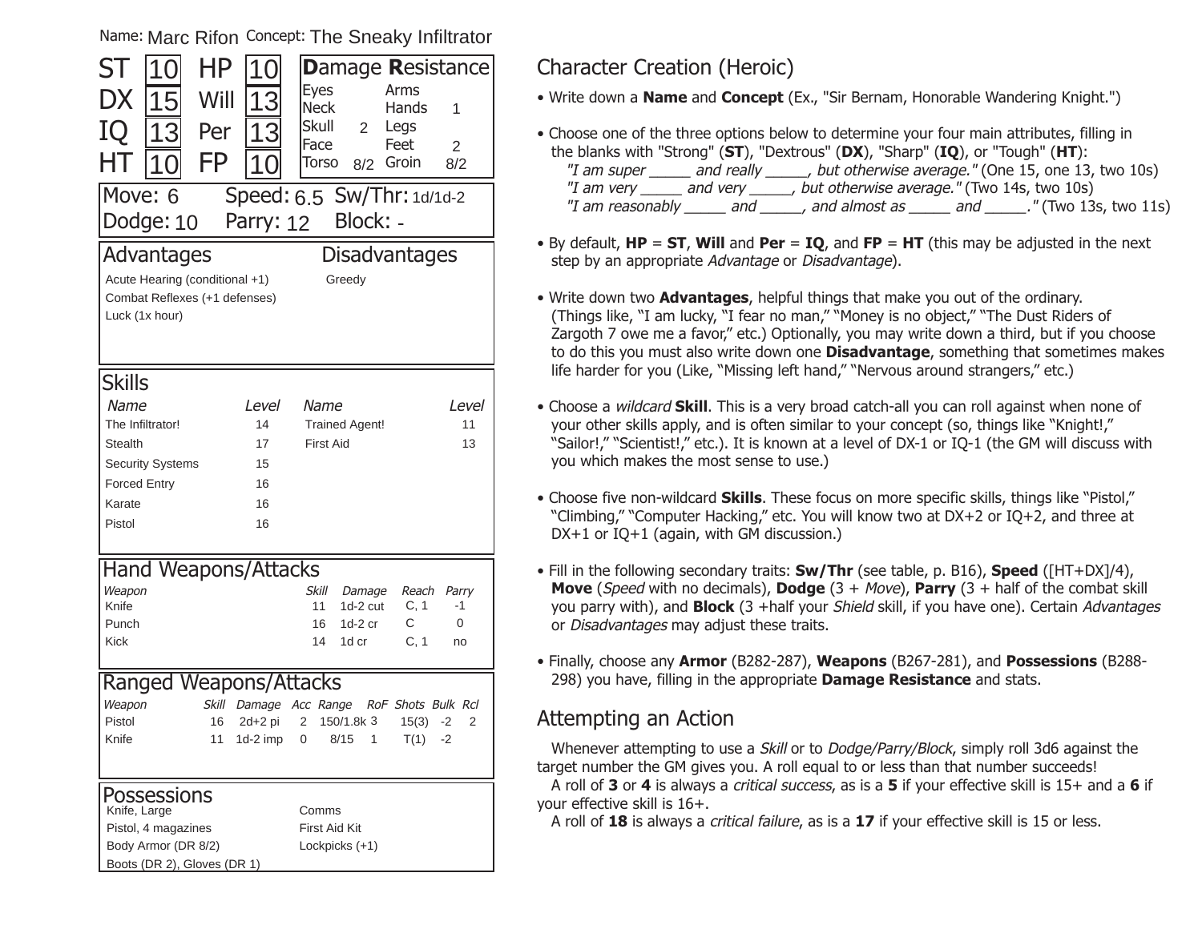Name: Marc Rifon Concept: The Sneaky Infiltrator

| | | | |
|---|---|---|---|
| ST | 10 | HP | 10 |
| DX | 15 | Will | 13 |
| IQ | 13 | Per | 13 |
| HT | 10 | FP | 10 |

**D**amage **R**esistance

| Location | DR | Location | DR |
|---|---|---|---|
| Eyes | | Arms | |
| Neck | | Hands | 1 |
| Skull | 2 | Legs | |
| Face | | Feet | 2 |
| Torso | 8/2 | Groin | 8/2 |

Move: 6 Speed: 6.5 Sw/Thr: 1d/1d-2

Dodge: 10 Parry: 12 Block: -

## Advantages

- Acute Hearing (conditional +1)
- Combat Reflexes (+1 defenses)
- Luck (1x hour)

## Disadvantages

- Greedy

## Skills

| Name | Level | Name | Level |
|---|---|---|---|
| The Infiltrator! | 14 | Trained Agent! | 11 |
| Stealth | 17 | First Aid | 13 |
| Security Systems | 15 | | |
| Forced Entry | 16 | | |
| Karate | 16 | | |
| Pistol | 16 | | |

## Hand Weapons/Attacks

| Weapon | Skill | Damage | Reach | Parry |
|---|---|---|---|---|
| Knife | 11 | 1d-2 cut | C, 1 | -1 |
| Punch | 16 | 1d-2 cr | C | 0 |
| Kick | 14 | 1d cr | C, 1 | no |

## Ranged Weapons/Attacks

| Weapon | Skill | Damage | Acc | Range | RoF | Shots | Bulk | Rcl |
|---|---|---|---|---|---|---|---|---|
| Pistol | 16 | 2d+2 pi | 2 | 150/1.8k | 3 | 15(3) | -2 | 2 |
| Knife | 11 | 1d-2 imp | 0 | 8/15 | 1 | T(1) | -2 | |

## Possessions

- Knife, Large
- Pistol, 4 magazines
- Body Armor (DR 8/2)
- Boots (DR 2), Gloves (DR 1)
- Comms
- First Aid Kit
- Lockpicks (+1)

# Character Creation (Heroic)

- Write down a **Name** and **Concept** (Ex., "Sir Bernam, Honorable Wandering Knight.")
- Choose one of the three options below to determine your four main attributes, filling in the blanks with "Strong" (**ST**), "Dextrous" (**DX**), "Sharp" (**IQ**), or "Tough" (**HT**):
  *"I am super \_\_\_\_\_ and really \_\_\_\_\_, but otherwise average."* (One 15, one 13, two 10s)
  *"I am very \_\_\_\_\_ and very \_\_\_\_\_, but otherwise average."* (Two 14s, two 10s)
  *"I am reasonably \_\_\_\_\_ and \_\_\_\_\_, and almost as \_\_\_\_\_ and \_\_\_\_\_."* (Two 13s, two 11s)
- By default, **HP** = **ST**, **Will** and **Per** = **IQ**, and **FP** = **HT** (this may be adjusted in the next step by an appropriate *Advantage* or *Disadvantage*).
- Write down two **Advantages**, helpful things that make you out of the ordinary. (Things like, "I am lucky, "I fear no man," "Money is no object," "The Dust Riders of Zargoth 7 owe me a favor," etc.) Optionally, you may write down a third, but if you choose to do this you must also write down one **Disadvantage**, something that sometimes makes life harder for you (Like, "Missing left hand," "Nervous around strangers," etc.)
- Choose a *wildcard* **Skill**. This is a very broad catch-all you can roll against when none of your other skills apply, and is often similar to your concept (so, things like "Knight!," "Sailor!," "Scientist!," etc.). It is known at a level of DX-1 or IQ-1 (the GM will discuss with you which makes the most sense to use.)
- Choose five non-wildcard **Skills**. These focus on more specific skills, things like "Pistol," "Climbing," "Computer Hacking," etc. You will know two at DX+2 or IQ+2, and three at DX+1 or IQ+1 (again, with GM discussion.)
- Fill in the following secondary traits: **Sw/Thr** (see table, p. B16), **Speed** ([HT+DX]/4), **Move** (*Speed* with no decimals), **Dodge** (3 + *Move*), **Parry** (3 + half of the combat skill you parry with), and **Block** (3 +half your *Shield* skill, if you have one). Certain *Advantages* or *Disadvantages* may adjust these traits.
- Finally, choose any **Armor** (B282-287), **Weapons** (B267-281), and **Possessions** (B288-298) you have, filling in the appropriate **Damage Resistance** and stats.

# Attempting an Action

Whenever attempting to use a *Skill* or to *Dodge/Parry/Block*, simply roll 3d6 against the target number the GM gives you. A roll equal to or less than that number succeeds!

A roll of **3** or **4** is always a *critical success*, as is a **5** if your effective skill is 15+ and a **6** if your effective skill is 16+.

A roll of **18** is always a *critical failure*, as is a **17** if your effective skill is 15 or less.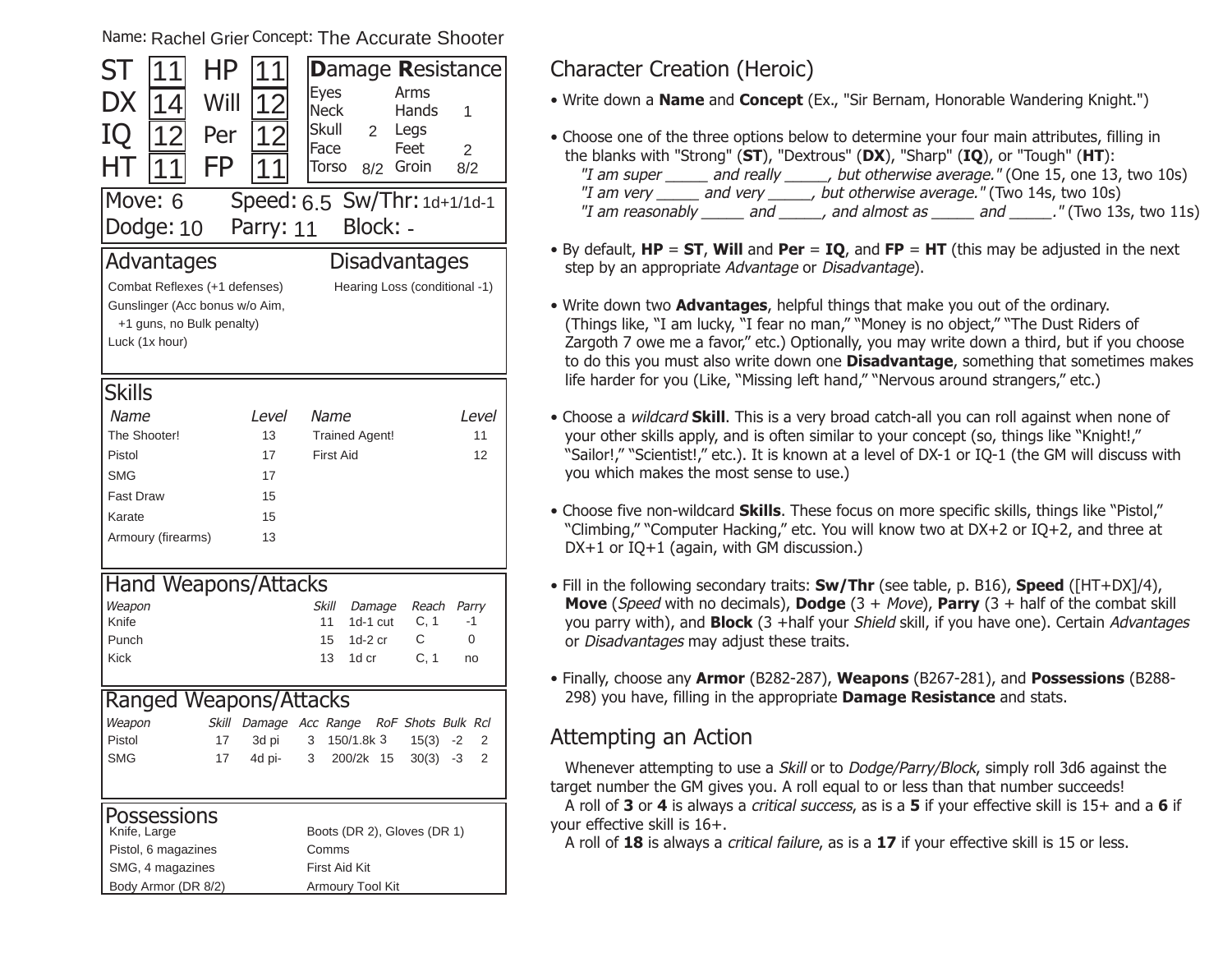Name: Rachel Grier Concept: The Accurate Shooter

| | | | |
|---|---|---|---|
| ST | 11 | HP | 11 |
| DX | 14 | Will | 12 |
| IQ | 12 | Per | 12 |
| HT | 11 | FP | 11 |

**D**amage **R**esistance

| | | | |
|---|---|---|---|
| Eyes | | Arms | |
| Neck | | Hands | 1 |
| Skull | 2 | Legs | |
| Face | | Feet | 2 |
| Torso | 8/2 | Groin | 8/2 |

Move: 6 Speed: 6.5 Sw/Thr: 1d+1/1d-1

Dodge: 10 Parry: 11 Block: -

| Advantages | Disadvantages |
|---|---|
| Combat Reflexes (+1 defenses) | Hearing Loss (conditional -1) |
| Gunslinger (Acc bonus w/o Aim, +1 guns, no Bulk penalty) | |
| Luck (1x hour) | |

## Skills

| Name | Level | Name | Level |
|---|---|---|---|
| The Shooter! | 13 | Trained Agent! | 11 |
| Pistol | 17 | First Aid | 12 |
| SMG | 17 | | |
| Fast Draw | 15 | | |
| Karate | 15 | | |
| Armoury (firearms) | 13 | | |

## Hand Weapons/Attacks

| Weapon | Skill | Damage | Reach | Parry |
|---|---|---|---|---|
| Knife | 11 | 1d-1 cut | C, 1 | -1 |
| Punch | 15 | 1d-2 cr | C | 0 |
| Kick | 13 | 1d cr | C, 1 | no |

## Ranged Weapons/Attacks

| Weapon | Skill | Damage | Acc | Range | RoF | Shots | Bulk | Rcl |
|---|---|---|---|---|---|---|---|---|
| Pistol | 17 | 3d pi | 3 | 150/1.8k | 3 | 15(3) | -2 | 2 |
| SMG | 17 | 4d pi- | 3 | 200/2k | 15 | 30(3) | -3 | 2 |

## Possessions

| | |
|---|---|
| Knife, Large | Boots (DR 2), Gloves (DR 1) |
| Pistol, 6 magazines | Comms |
| SMG, 4 magazines | First Aid Kit |
| Body Armor (DR 8/2) | Armoury Tool Kit |

## Character Creation (Heroic)

- Write down a **Name** and **Concept** (Ex., "Sir Bernam, Honorable Wandering Knight.")
- Choose one of the three options below to determine your four main attributes, filling in the blanks with "Strong" (**ST**), "Dextrous" (**DX**), "Sharp" (**IQ**), or "Tough" (**HT**):
  *"I am super _____ and really _____, but otherwise average."* (One 15, one 13, two 10s)
  *"I am very _____ and very _____, but otherwise average."* (Two 14s, two 10s)
  *"I am reasonably _____ and _____, and almost as _____ and _____."* (Two 13s, two 11s)
- By default, **HP** = **ST**, **Will** and **Per** = **IQ**, and **FP** = **HT** (this may be adjusted in the next step by an appropriate *Advantage* or *Disadvantage*).
- Write down two **Advantages**, helpful things that make you out of the ordinary. (Things like, "I am lucky, "I fear no man," "Money is no object," "The Dust Riders of Zargoth 7 owe me a favor," etc.) Optionally, you may write down a third, but if you choose to do this you must also write down one **Disadvantage**, something that sometimes makes life harder for you (Like, "Missing left hand," "Nervous around strangers," etc.)
- Choose a *wildcard* **Skill**. This is a very broad catch-all you can roll against when none of your other skills apply, and is often similar to your concept (so, things like "Knight!," "Sailor!," "Scientist!," etc.). It is known at a level of DX-1 or IQ-1 (the GM will discuss with you which makes the most sense to use.)
- Choose five non-wildcard **Skills**. These focus on more specific skills, things like "Pistol," "Climbing," "Computer Hacking," etc. You will know two at DX+2 or IQ+2, and three at DX+1 or IQ+1 (again, with GM discussion.)
- Fill in the following secondary traits: **Sw/Thr** (see table, p. B16), **Speed** ([HT+DX]/4), **Move** (*Speed* with no decimals), **Dodge** (3 + *Move*), **Parry** (3 + half of the combat skill you parry with), and **Block** (3 +half your *Shield* skill, if you have one). Certain *Advantages* or *Disadvantages* may adjust these traits.
- Finally, choose any **Armor** (B282-287), **Weapons** (B267-281), and **Possessions** (B288-298) you have, filling in the appropriate **Damage Resistance** and stats.

## Attempting an Action

Whenever attempting to use a *Skill* or to *Dodge/Parry/Block*, simply roll 3d6 against the target number the GM gives you. A roll equal to or less than that number succeeds!

A roll of **3** or **4** is always a *critical success*, as is a **5** if your effective skill is 15+ and a **6** if your effective skill is 16+.

A roll of **18** is always a *critical failure*, as is a **17** if your effective skill is 15 or less.